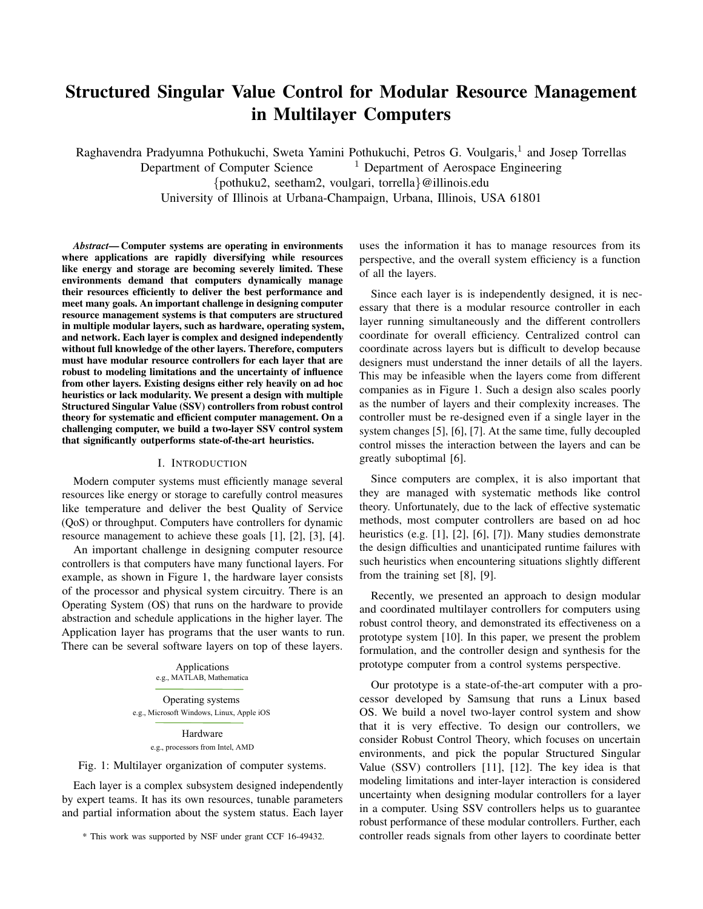# Structured Singular Value Control for Modular Resource Management in Multilayer Computers

Raghavendra Pradyumna Pothukuchi, Sweta Yamini Pothukuchi, Petros G. Voulgaris,[1] and Josep Torrellas
Department of Computer Science [1] Department of Aerospace Engineering
{pothuku2, seetham2, voulgari, torrella}@illinois.edu
University of Illinois at Urbana-Champaign, Urbana, Illinois, USA 61801

***Abstract*— Computer systems are operating in environments where applications are rapidly diversifying while resources like energy and storage are becoming severely limited. These environments demand that computers dynamically manage their resources efficiently to deliver the best performance and meet many goals. An important challenge in designing computer resource management systems is that computers are structured in multiple modular layers, such as hardware, operating system, and network. Each layer is complex and designed independently without full knowledge of the other layers. Therefore, computers must have modular resource controllers for each layer that are robust to modeling limitations and the uncertainty of influence from other layers. Existing designs either rely heavily on ad hoc heuristics or lack modularity. We present a design with multiple Structured Singular Value (SSV) controllers from robust control theory for systematic and efficient computer management. On a challenging computer, we build a two-layer SSV control system that significantly outperforms state-of-the-art heuristics.**

## I. Introduction

Modern computer systems must efficiently manage several resources like energy or storage to carefully control measures like temperature and deliver the best Quality of Service (QoS) or throughput. Computers have controllers for dynamic resource management to achieve these goals [1], [2], [3], [4].

An important challenge in designing computer resource controllers is that computers have many functional layers. For example, as shown in Figure 1, the hardware layer consists of the processor and physical system circuitry. There is an Operating System (OS) that runs on the hardware to provide abstraction and schedule applications in the higher layer. The Application layer has programs that the user wants to run. There can be several software layers on top of these layers.

Applications
e.g., MATLAB, Mathematica

Operating systems
e.g., Microsoft Windows, Linux, Apple iOS

Hardware
e.g., processors from Intel, AMD

Fig. 1: Multilayer organization of computer systems.

Each layer is a complex subsystem designed independently by expert teams. It has its own resources, tunable parameters and partial information about the system status. Each layer uses the information it has to manage resources from its perspective, and the overall system efficiency is a function of all the layers.

Since each layer is is independently designed, it is necessary that there is a modular resource controller in each layer running simultaneously and the different controllers coordinate for overall efficiency. Centralized control can coordinate across layers but is difficult to develop because designers must understand the inner details of all the layers. This may be infeasible when the layers come from different companies as in Figure 1. Such a design also scales poorly as the number of layers and their complexity increases. The controller must be re-designed even if a single layer in the system changes [5], [6], [7]. At the same time, fully decoupled control misses the interaction between the layers and can be greatly suboptimal [6].

Since computers are complex, it is also important that they are managed with systematic methods like control theory. Unfortunately, due to the lack of effective systematic methods, most computer controllers are based on ad hoc heuristics (e.g. [1], [2], [6], [7]). Many studies demonstrate the design difficulties and unanticipated runtime failures with such heuristics when encountering situations slightly different from the training set [8], [9].

Recently, we presented an approach to design modular and coordinated multilayer controllers for computers using robust control theory, and demonstrated its effectiveness on a prototype system [10]. In this paper, we present the problem formulation, and the controller design and synthesis for the prototype computer from a control systems perspective.

Our prototype is a state-of-the-art computer with a processor developed by Samsung that runs a Linux based OS. We build a novel two-layer control system and show that it is very effective. To design our controllers, we consider Robust Control Theory, which focuses on uncertain environments, and pick the popular Structured Singular Value (SSV) controllers [11], [12]. The key idea is that modeling limitations and inter-layer interaction is considered uncertainty when designing modular controllers for a layer in a computer. Using SSV controllers helps us to guarantee robust performance of these modular controllers. Further, each controller reads signals from other layers to coordinate better

\* This work was supported by NSF under grant CCF 16-49432.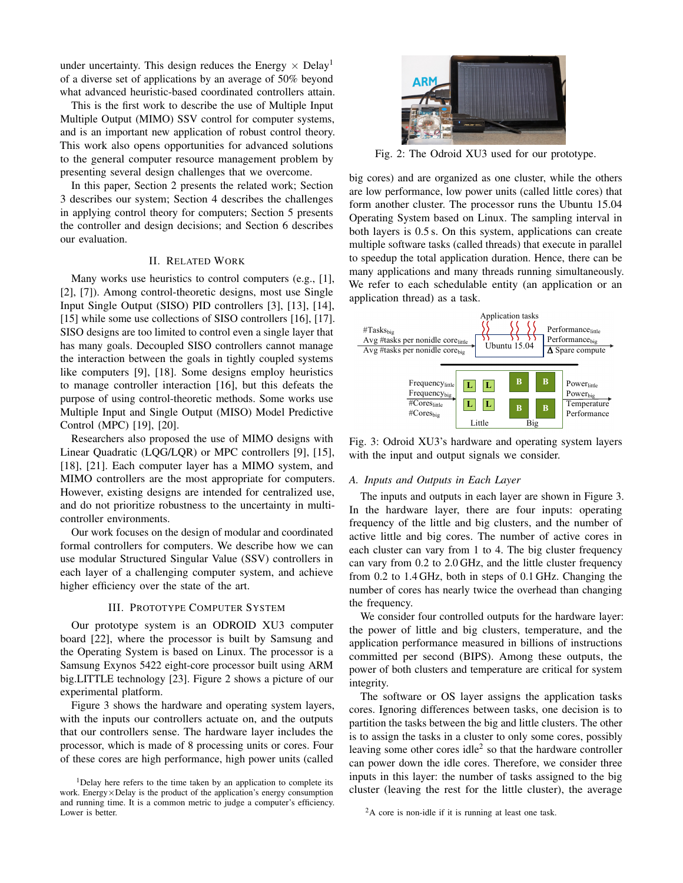under uncertainty. This design reduces the Energy × Delay[1] of a diverse set of applications by an average of 50% beyond what advanced heuristic-based coordinated controllers attain.

This is the first work to describe the use of Multiple Input Multiple Output (MIMO) SSV control for computer systems, and is an important new application of robust control theory. This work also opens opportunities for advanced solutions to the general computer resource management problem by presenting several design challenges that we overcome.

In this paper, Section 2 presents the related work; Section 3 describes our system; Section 4 describes the challenges in applying control theory for computers; Section 5 presents the controller and design decisions; and Section 6 describes our evaluation.

## II. Related Work

Many works use heuristics to control computers (e.g., [1], [2], [7]). Among control-theoretic designs, most use Single Input Single Output (SISO) PID controllers [3], [13], [14], [15] while some use collections of SISO controllers [16], [17]. SISO designs are too limited to control even a single layer that has many goals. Decoupled SISO controllers cannot manage the interaction between the goals in tightly coupled systems like computers [9], [18]. Some designs employ heuristics to manage controller interaction [16], but this defeats the purpose of using control-theoretic methods. Some works use Multiple Input and Single Output (MISO) Model Predictive Control (MPC) [19], [20].

Researchers also proposed the use of MIMO designs with Linear Quadratic (LQG/LQR) or MPC controllers [9], [15], [18], [21]. Each computer layer has a MIMO system, and MIMO controllers are the most appropriate for computers. However, existing designs are intended for centralized use, and do not prioritize robustness to the uncertainty in multi-controller environments.

Our work focuses on the design of modular and coordinated formal controllers for computers. We describe how we can use modular Structured Singular Value (SSV) controllers in each layer of a challenging computer system, and achieve higher efficiency over the state of the art.

## III. Prototype Computer System

Our prototype system is an ODROID XU3 computer board [22], where the processor is built by Samsung and the Operating System is based on Linux. The processor is a Samsung Exynos 5422 eight-core processor built using ARM big.LITTLE technology [23]. Figure 2 shows a picture of our experimental platform.

Figure 3 shows the hardware and operating system layers, with the inputs our controllers actuate on, and the outputs that our controllers sense. The hardware layer includes the processor, which is made of 8 processing units or cores. Four of these cores are high performance, high power units (called big cores) and are organized as one cluster, while the others are low performance, low power units (called little cores) that form another cluster. The processor runs the Ubuntu 15.04 Operating System based on Linux. The sampling interval in both layers is 0.5 s. On this system, applications can create multiple software tasks (called threads) that execute in parallel to speedup the total application duration. Hence, there can be many applications and many threads running simultaneously. We refer to each schedulable entity (an application or an application thread) as a task.

[1]Delay here refers to the time taken by an application to complete its work. Energy×Delay is the product of the application's energy consumption and running time. It is a common metric to judge a computer's efficiency. Lower is better.

Fig. 2: The Odroid XU3 used for our prototype.

Fig. 3: Odroid XU3's hardware and operating system layers with the input and output signals we consider.

### A. Inputs and Outputs in Each Layer

The inputs and outputs in each layer are shown in Figure 3. In the hardware layer, there are four inputs: operating frequency of the little and big clusters, and the number of active little and big cores. The number of active cores in each cluster can vary from 1 to 4. The big cluster frequency can vary from 0.2 to 2.0 GHz, and the little cluster frequency from 0.2 to 1.4 GHz, both in steps of 0.1 GHz. Changing the number of cores has nearly twice the overhead than changing the frequency.

We consider four controlled outputs for the hardware layer: the power of little and big clusters, temperature, and the application performance measured in billions of instructions committed per second (BIPS). Among these outputs, the power of both clusters and temperature are critical for system integrity.

The software or OS layer assigns the application tasks cores. Ignoring differences between tasks, one decision is to partition the tasks between the big and little clusters. The other is to assign the tasks in a cluster to only some cores, possibly leaving some other cores idle[2] so that the hardware controller can power down the idle cores. Therefore, we consider three inputs in this layer: the number of tasks assigned to the big cluster (leaving the rest for the little cluster), the average

[2]A core is non-idle if it is running at least one task.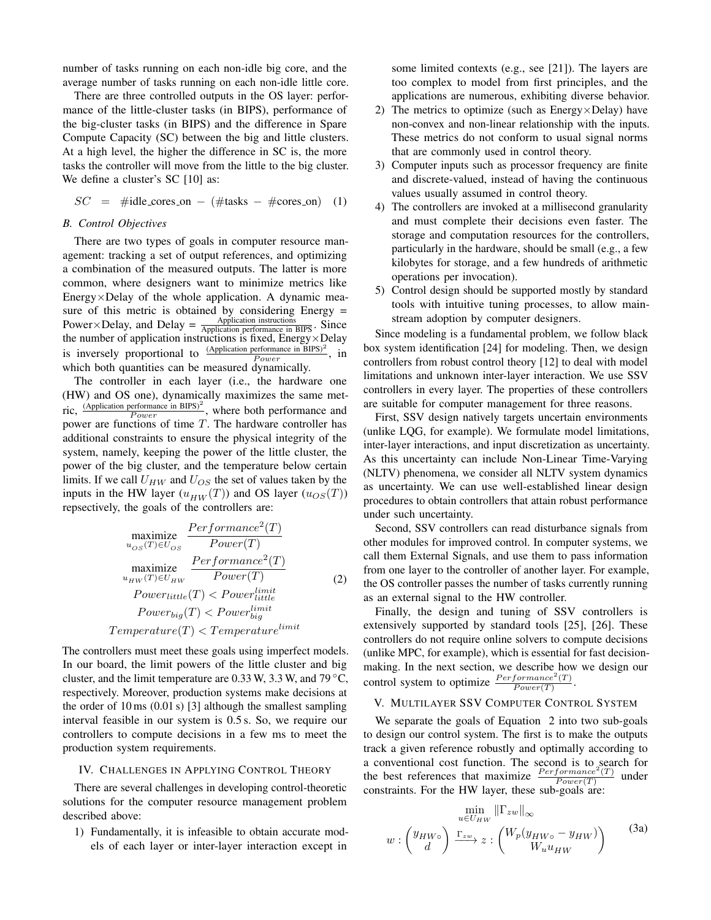number of tasks running on each non-idle big core, and the average number of tasks running on each non-idle little core.

There are three controlled outputs in the OS layer: performance of the little-cluster tasks (in BIPS), performance of the big-cluster tasks (in BIPS) and the difference in Spare Compute Capacity (SC) between the big and little clusters. At a high level, the higher the difference in SC is, the more tasks the controller will move from the little to the big cluster. We define a cluster's SC [10] as:

$$SC \;=\; \#\text{idle\_cores\_on} \,-\, (\#\text{tasks} \,-\, \#\text{cores\_on}) \quad (1)$$

### B. Control Objectives

There are two types of goals in computer resource management: tracking a set of output references, and optimizing a combination of the measured outputs. The latter is more common, where designers want to minimize metrics like Energy×Delay of the whole application. A dynamic measure of this metric is obtained by considering Energy = Power×Delay, and Delay = $\frac{\text{Application instructions}}{\text{Application performance in BIPS}}$. Since the number of application instructions is fixed, Energy×Delay is inversely proportional to $\frac{(\text{Application performance in BIPS})^2}{Power}$, in which both quantities can be measured dynamically.

The controller in each layer (i.e., the hardware one (HW) and OS one), dynamically maximizes the same metric, $\frac{(\text{Application performance in BIPS})^2}{Power}$, where both performance and power are functions of time $T$. The hardware controller has additional constraints to ensure the physical integrity of the system, namely, keeping the power of the little cluster, the power of the big cluster, and the temperature below certain limits. If we call $U_{HW}$ and $U_{OS}$ the set of values taken by the inputs in the HW layer ($u_{HW}(T)$) and OS layer ($u_{OS}(T)$) repsectively, the goals of the controllers are:

$$
\begin{gathered}
\underset{u_{OS}(T)\in U_{OS}}{\text{maximize}} \;\; \frac{Performance^2(T)}{Power(T)} \\
\underset{u_{HW}(T)\in U_{HW}}{\text{maximize}} \;\; \frac{Performance^2(T)}{Power(T)} \\
Power_{little}(T) < Power_{little}^{limit} \\
Power_{big}(T) < Power_{big}^{limit} \\
Temperature(T) < Temperature^{limit}
\end{gathered} \quad (2)
$$

The controllers must meet these goals using imperfect models. In our board, the limit powers of the little cluster and big cluster, and the limit temperature are 0.33 W, 3.3 W, and 79 °C, respectively. Moreover, production systems make decisions at the order of 10 ms (0.01 s) [3] although the smallest sampling interval feasible in our system is 0.5 s. So, we require our controllers to compute decisions in a few ms to meet the production system requirements.

## IV. Challenges in Applying Control Theory

There are several challenges in developing control-theoretic solutions for the computer resource management problem described above:

1) Fundamentally, it is infeasible to obtain accurate models of each layer or inter-layer interaction except in some limited contexts (e.g., see [21]). The layers are too complex to model from first principles, and the applications are numerous, exhibiting diverse behavior.
2) The metrics to optimize (such as Energy×Delay) have non-convex and non-linear relationship with the inputs. These metrics do not conform to usual signal norms that are commonly used in control theory.
3) Computer inputs such as processor frequency are finite and discrete-valued, instead of having the continuous values usually assumed in control theory.
4) The controllers are invoked at a millisecond granularity and must complete their decisions even faster. The storage and computation resources for the controllers, particularly in the hardware, should be small (e.g., a few kilobytes for storage, and a few hundreds of arithmetic operations per invocation).
5) Control design should be supported mostly by standard tools with intuitive tuning processes, to allow mainstream adoption by computer designers.

Since modeling is a fundamental problem, we follow black box system identification [24] for modeling. Then, we design controllers from robust control theory [12] to deal with model limitations and unknown inter-layer interaction. We use SSV controllers in every layer. The properties of these controllers are suitable for computer management for three reasons.

First, SSV design natively targets uncertain environments (unlike LQG, for example). We formulate model limitations, inter-layer interactions, and input discretization as uncertainty. As this uncertainty can include Non-Linear Time-Varying (NLTV) phenomena, we consider all NLTV system dynamics as uncertainty. We can use well-established linear design procedures to obtain controllers that attain robust performance under such uncertainty.

Second, SSV controllers can read disturbance signals from other modules for improved control. In computer systems, we call them External Signals, and use them to pass information from one layer to the controller of another layer. For example, the OS controller passes the number of tasks currently running as an external signal to the HW controller.

Finally, the design and tuning of SSV controllers is extensively supported by standard tools [25], [26]. These controllers do not require online solvers to compute decisions (unlike MPC, for example), which is essential for fast decision-making. In the next section, we describe how we design our control system to optimize $\frac{Performance^2(T)}{Power(T)}$.

## V. Multilayer SSV Computer Control System

We separate the goals of Equation 2 into two sub-goals to design our control system. The first is to make the outputs track a given reference robustly and optimally according to a conventional cost function. The second is to search for the best references that maximize $\frac{Performance^2(T)}{Power(T)}$ under constraints. For the HW layer, these sub-goals are:

$$
\begin{gathered}
\min_{u\in U_{HW}} \|\Gamma_{zw}\|_\infty \\
w : \begin{pmatrix} y_{HW\circ} \\ d \end{pmatrix} \xrightarrow{\Gamma_{zw}} z : \begin{pmatrix} W_p(y_{HW\circ} - y_{HW}) \\ W_u u_{HW} \end{pmatrix}
\end{gathered} \quad (3a)
$$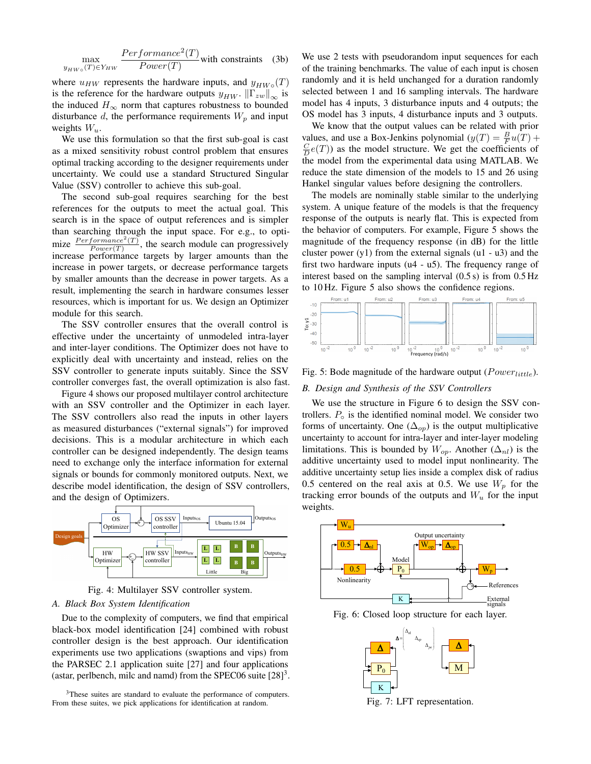$$\max_{y_{HW\circ}(T) \in Y_{HW}} \frac{Performance^2(T)}{Power(T)} \text{with constraints} \quad (3b)$$

where $u_{HW}$ represents the hardware inputs, and $y_{HW\circ}(T)$ is the reference for the hardware outputs $y_{HW}$. $\|\Gamma_{zw}\|_\infty$ is the induced $H_\infty$ norm that captures robustness to bounded disturbance $d$, the performance requirements $W_p$ and input weights $W_u$.

We use this formulation so that the first sub-goal is cast as a mixed sensitivity robust control problem that ensures optimal tracking according to the designer requirements under uncertainty. We could use a standard Structured Singular Value (SSV) controller to achieve this sub-goal.

The second sub-goal requires searching for the best references for the outputs to meet the actual goal. This search is in the space of output references and is simpler than searching through the input space. For e.g., to optimize $\frac{Performance^2(T)}{Power(T)}$, the search module can progressively increase performance targets by larger amounts than the increase in power targets, or decrease performance targets by smaller amounts than the decrease in power targets. As a result, implementing the search in hardware consumes lesser resources, which is important for us. We design an Optimizer module for this search.

The SSV controller ensures that the overall control is effective under the uncertainty of unmodeled intra-layer and inter-layer conditions. The Optimizer does not have to explicitly deal with uncertainty and instead, relies on the SSV controller to generate inputs suitably. Since the SSV controller converges fast, the overall optimization is also fast.

Figure 4 shows our proposed multilayer control architecture with an SSV controller and the Optimizer in each layer. The SSV controllers also read the inputs in other layers as measured disturbances ("external signals") for improved decisions. This is a modular architecture in which each controller can be designed independently. The design teams need to exchange only the interface information for external signals or bounds for commonly monitored outputs. Next, we describe model identification, the design of SSV controllers, and the design of Optimizers.

Fig. 4: Multilayer SSV controller system.

### A. Black Box System Identification

Due to the complexity of computers, we find that empirical black-box model identification [24] combined with robust controller design is the best approach. Our identification experiments use two applications (swaptions and vips) from the PARSEC 2.1 application suite [27] and four applications (astar, perlbench, milc and namd) from the SPEC06 suite [28][3].

[3]These suites are standard to evaluate the performance of computers. From these suites, we pick applications for identification at random.

We use 2 tests with pseudorandom input sequences for each of the training benchmarks. The value of each input is chosen randomly and it is held unchanged for a duration randomly selected between 1 and 16 sampling intervals. The hardware model has 4 inputs, 3 disturbance inputs and 4 outputs; the OS model has 3 inputs, 4 disturbance inputs and 3 outputs.

We know that the output values can be related with prior values, and use a Box-Jenkins polynomial ($y(T) = \frac{B}{F}u(T) + \frac{C}{D}e(T)$) as the model structure. We get the coefficients of the model from the experimental data using MATLAB. We reduce the state dimension of the models to 15 and 26 using Hankel singular values before designing the controllers.

The models are nominally stable similar to the underlying system. A unique feature of the models is that the frequency response of the outputs is nearly flat. This is expected from the behavior of computers. For example, Figure 5 shows the magnitude of the frequency response (in dB) for the little cluster power (y1) from the external signals (u1 - u3) and the first two hardware inputs (u4 - u5). The frequency range of interest based on the sampling interval (0.5 s) is from 0.5 Hz to 10 Hz. Figure 5 also shows the confidence regions.

Fig. 5: Bode magnitude of the hardware output ($Power_{little}$).

### B. Design and Synthesis of the SSV Controllers

We use the structure in Figure 6 to design the SSV controllers. $P_\circ$ is the identified nominal model. We consider two forms of uncertainty. One ($\Delta_{op}$) is the output multiplicative uncertainty to account for intra-layer and inter-layer modeling limitations. This is bounded by $W_{op}$. Another ($\Delta_{nl}$) is the additive uncertainty used to model input nonlinearity. The additive uncertainty setup lies inside a complex disk of radius 0.5 centered on the real axis at 0.5. We use $W_p$ for the tracking error bounds of the outputs and $W_u$ for the input weights.

Fig. 6: Closed loop structure for each layer.

Fig. 7: LFT representation.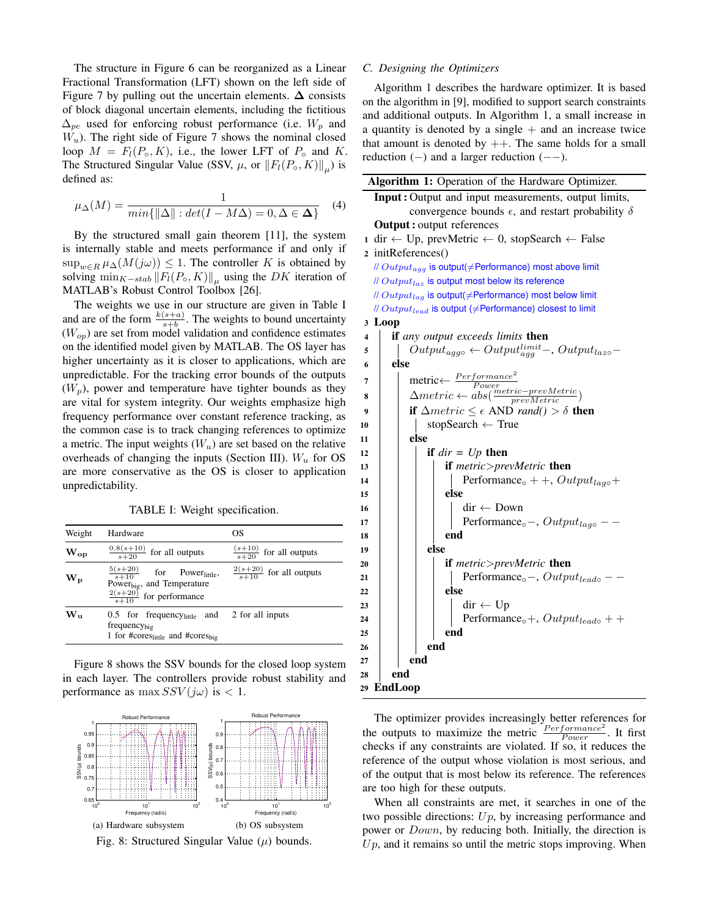The structure in Figure 6 can be reorganized as a Linear Fractional Transformation (LFT) shown on the left side of Figure 7 by pulling out the uncertain elements. $\mathbf{\Delta}$ consists of block diagonal uncertain elements, including the fictitious $\Delta_{pe}$ used for enforcing robust performance (i.e. $W_p$ and $W_u$). The right side of Figure 7 shows the nominal closed loop $M = F_l(P_\circ, K)$, i.e., the lower LFT of $P_\circ$ and $K$. The Structured Singular Value (SSV, $\mu$, or $\|F_l(P_\circ, K)\|_\mu$) is defined as:

$$\mu_{\mathbf{\Delta}}(M) = \frac{1}{min\{\|\Delta\| : det(I - M\Delta) = 0, \Delta \in \mathbf{\Delta}\}} \quad (4)$$

By the structured small gain theorem [11], the system is internally stable and meets performance if and only if $\sup_{w \in R} \mu_\Delta(M(j\omega)) \leq 1$. The controller $K$ is obtained by solving $\min_{K-stab} \|F_l(P_\circ, K)\|_\mu$ using the $DK$ iteration of MATLAB's Robust Control Toolbox [26].

The weights we use in our structure are given in Table I and are of the form $\frac{k(s+a)}{s+b}$. The weights to bound uncertainty ($W_{op}$) are set from model validation and confidence estimates on the identified model given by MATLAB. The OS layer has higher uncertainty as it is closer to applications, which are unpredictable. For the tracking error bounds of the outputs ($W_p$), power and temperature have tighter bounds as they are vital for system integrity. Our weights emphasize high frequency performance over constant reference tracking, as the common case is to track changing references to optimize a metric. The input weights ($W_u$) are set based on the relative overheads of changing the inputs (Section III). $W_u$ for OS are more conservative as the OS is closer to application unpredictability.

TABLE I: Weight specification.

| Weight | Hardware | OS |
|---|---|---|
| $\mathbf{W_{op}}$ | $\frac{0.8(s+10)}{s+20}$ for all outputs | $\frac{(s+10)}{s+20}$ for all outputs |
| $\mathbf{W_p}$ | $\frac{5(s+20)}{s+10}$ for $\text{Power}_{\text{little}}$, $\text{Power}_{\text{big}}$, and Temperature; $\frac{2(s+20)}{s+10}$ for performance | $\frac{2(s+20)}{s+10}$ for all outputs |
| $\mathbf{W_u}$ | 0.5 for $\text{frequency}_{\text{little}}$ and $\text{frequency}_{\text{big}}$; 1 for $\text{\#cores}_{\text{little}}$ and $\text{\#cores}_{\text{big}}$ | 2 for all inputs |

Figure 8 shows the SSV bounds for the closed loop system in each layer. The controllers provide robust stability and performance as $\max SSV(j\omega)$ is $< 1$.

(a) Hardware subsystem (b) OS subsystem

Fig. 8: Structured Singular Value ($\mu$) bounds.

### C. Designing the Optimizers

Algorithm 1 describes the hardware optimizer. It is based on the algorithm in [9], modified to support search constraints and additional outputs. In Algorithm 1, a small increase in a quantity is denoted by a single $+$ and an increase twice that amount is denoted by $++$. The same holds for a small reduction ($-$) and a larger reduction ($--$).

**Algorithm 1:** Operation of the Hardware Optimizer.

```
Input : Output and input measurements, output limits,
        convergence bounds ε, and restart probability δ
Output : output references
1  dir ← Up, prevMetric ← 0, stopSearch ← False
2  initReferences()
   // Output_agg is output(≠Performance) most above limit
   // Output_laz is output most below its reference
   // Output_lag is output(≠Performance) most below limit
   // Output_lead is output (≠Performance) closest to limit
3  Loop
4      if any output exceeds limits then
5          Output_agg∘ ← Output_agg^limit −, Output_laz∘ −
6      else
7          metric ← Performance^2 / Power
8          Δmetric ← abs((metric − prevMetric) / prevMetric)
9          if Δmetric ≤ ε AND rand() > δ then
10             stopSearch ← True
11         else
12             if dir = Up then
13                 if metric > prevMetric then
14                     Performance∘ ++, Output_lag∘ +
15                 else
16                     dir ← Down
17                     Performance∘ −, Output_lag∘ −−
18                 end
19             else
20                 if metric > prevMetric then
21                     Performance∘ −, Output_lead∘ −−
22                 else
23                     dir ← Up
24                     Performance∘ +, Output_lead∘ ++
25                 end
26             end
27         end
28     end
29 EndLoop
```

The optimizer provides increasingly better references for the outputs to maximize the metric $\frac{Performance^2}{Power}$. It first checks if any constraints are violated. If so, it reduces the reference of the output whose violation is most serious, and of the output that is most below its reference. The references are too high for these outputs.

When all constraints are met, it searches in one of the two possible directions: $Up$, by increasing performance and power or $Down$, by reducing both. Initially, the direction is $Up$, and it remains so until the metric stops improving. When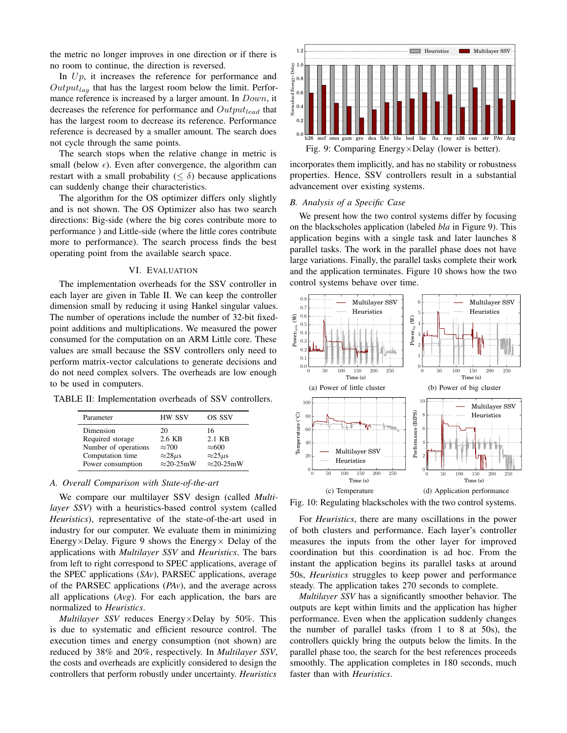the metric no longer improves in one direction or if there is no room to continue, the direction is reversed.

In *Up*, it increases the reference for performance and $Output_{lag}$ that has the largest room below the limit. Performance reference is increased by a larger amount. In *Down*, it decreases the reference for performance and $Output_{lead}$ that has the largest room to decrease its reference. Performance reference is decreased by a smaller amount. The search does not cycle through the same points.

The search stops when the relative change in metric is small (below $\epsilon$). Even after convergence, the algorithm can restart with a small probability ($\leq \delta$) because applications can suddenly change their characteristics.

The algorithm for the OS optimizer differs only slightly and is not shown. The OS Optimizer also has two search directions: Big-side (where the big cores contribute more to performance ) and Little-side (where the little cores contribute more to performance). The search process finds the best operating point from the available search space.

## VI. Evaluation

The implementation overheads for the SSV controller in each layer are given in Table II. We can keep the controller dimension small by reducing it using Hankel singular values. The number of operations include the number of 32-bit fixed-point additions and multiplications. We measured the power consumed for the computation on an ARM Little core. These values are small because the SSV controllers only need to perform matrix-vector calculations to generate decisions and do not need complex solvers. The overheads are low enough to be used in computers.

TABLE II: Implementation overheads of SSV controllers.

| Parameter | HW SSV | OS SSV |
|---|---|---|
| Dimension | 20 | 16 |
| Required storage | 2.6 KB | 2.1 KB |
| Number of operations | ≈700 | ≈600 |
| Computation time | ≈28μs | ≈25μs |
| Power consumption | ≈20-25mW | ≈20-25mW |

### A. Overall Comparison with State-of-the-art

We compare our multilayer SSV design (called *Multilayer SSV*) with a heuristics-based control system (called *Heuristics*), representative of the state-of-the-art used in industry for our computer. We evaluate them in minimizing Energy×Delay. Figure 9 shows the Energy× Delay of the applications with *Multilayer SSV* and *Heuristics*. The bars from left to right correspond to SPEC applications, average of the SPEC applications (*SAv*), PARSEC applications, average of the PARSEC applications (*PAv*), and the average across all applications (*Avg*). For each application, the bars are normalized to *Heuristics*.

*Multilayer SSV* reduces Energy×Delay by 50%. This is due to systematic and efficient resource control. The execution times and energy consumption (not shown) are reduced by 38% and 20%, respectively. In *Multilayer SSV*, the costs and overheads are explicitly considered to design the controllers that perform robustly under uncertainty. *Heuristics* incorporates them implicitly, and has no stability or robustness properties. Hence, SSV controllers result in a substantial advancement over existing systems.

Fig. 9: Comparing Energy×Delay (lower is better).

### B. Analysis of a Specific Case

We present how the two control systems differ by focusing on the blackscholes application (labeled *bla* in Figure 9). This application begins with a single task and later launches 8 parallel tasks. The work in the parallel phase does not have large variations. Finally, the parallel tasks complete their work and the application terminates. Figure 10 shows how the two control systems behave over time.

(a) Power of little cluster

(b) Power of big cluster

(c) Temperature

(d) Application performance

Fig. 10: Regulating blackscholes with the two control systems.

For *Heuristics*, there are many oscillations in the power of both clusters and performance. Each layer's controller measures the inputs from the other layer for improved coordination but this coordination is ad hoc. From the instant the application begins its parallel tasks at around 50s, *Heuristics* struggles to keep power and performance steady. The application takes 270 seconds to complete.

*Multilayer SSV* has a significantly smoother behavior. The outputs are kept within limits and the application has higher performance. Even when the application suddenly changes the number of parallel tasks (from 1 to 8 at 50s), the controllers quickly bring the outputs below the limits. In the parallel phase too, the search for the best references proceeds smoothly. The application completes in 180 seconds, much faster than with *Heuristics*.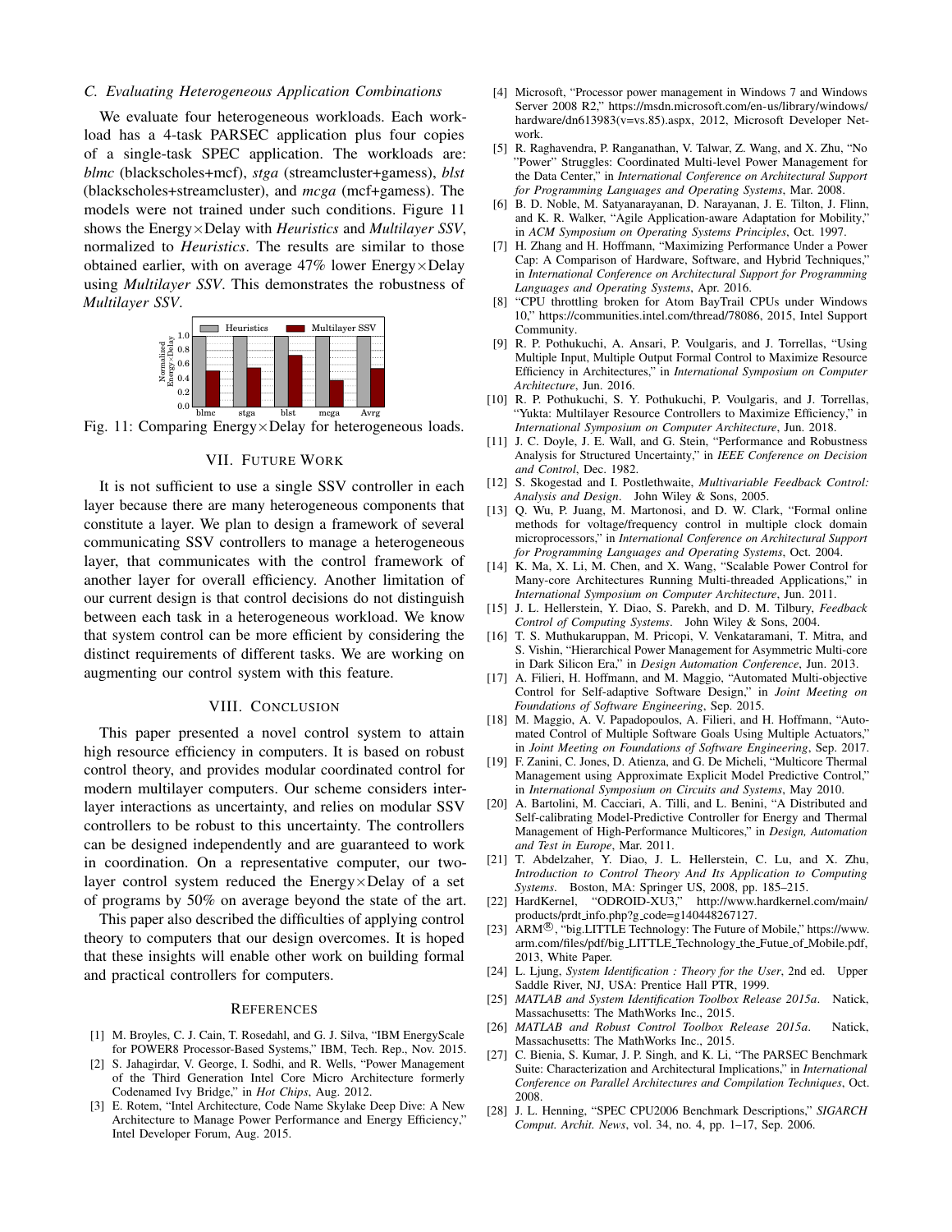### C. Evaluating Heterogeneous Application Combinations

We evaluate four heterogeneous workloads. Each workload has a 4-task PARSEC application plus four copies of a single-task SPEC application. The workloads are: *blmc* (blackscholes+mcf), *stga* (streamcluster+gamess), *blst* (blackscholes+streamcluster), and *mcga* (mcf+gamess). The models were not trained under such conditions. Figure 11 shows the Energy×Delay with *Heuristics* and *Multilayer SSV*, normalized to *Heuristics*. The results are similar to those obtained earlier, with on average 47% lower Energy×Delay using *Multilayer SSV*. This demonstrates the robustness of *Multilayer SSV*.

Heuristics
Multilayer SSV
Normalized Energy×Delay
1.0
0.8
0.6
0.4
0.2
0.0
blmc
stga
blst
mcga
Avrg

Fig. 11: Comparing Energy×Delay for heterogeneous loads.

## VII. Future Work

It is not sufficient to use a single SSV controller in each layer because there are many heterogeneous components that constitute a layer. We plan to design a framework of several communicating SSV controllers to manage a heterogeneous layer, that communicates with the control framework of another layer for overall efficiency. Another limitation of our current design is that control decisions do not distinguish between each task in a heterogeneous workload. We know that system control can be more efficient by considering the distinct requirements of different tasks. We are working on augmenting our control system with this feature.

## VIII. Conclusion

This paper presented a novel control system to attain high resource efficiency in computers. It is based on robust control theory, and provides modular coordinated control for modern multilayer computers. Our scheme considers inter-layer interactions as uncertainty, and relies on modular SSV controllers to be robust to this uncertainty. The controllers can be designed independently and are guaranteed to work in coordination. On a representative computer, our two-layer control system reduced the Energy×Delay of a set of programs by 50% on average beyond the state of the art.

This paper also described the difficulties of applying control theory to computers that our design overcomes. It is hoped that these insights will enable other work on building formal and practical controllers for computers.

## References

[1] M. Broyles, C. J. Cain, T. Rosedahl, and G. J. Silva, "IBM EnergyScale for POWER8 Processor-Based Systems," IBM, Tech. Rep., Nov. 2015.

[2] S. Jahagirdar, V. George, I. Sodhi, and R. Wells, "Power Management of the Third Generation Intel Core Micro Architecture formerly Codenamed Ivy Bridge," in *Hot Chips*, Aug. 2012.

[3] E. Rotem, "Intel Architecture, Code Name Skylake Deep Dive: A New Architecture to Manage Power Performance and Energy Efficiency," Intel Developer Forum, Aug. 2015.

[4] Microsoft, "Processor power management in Windows 7 and Windows Server 2008 R2," https://msdn.microsoft.com/en-us/library/windows/hardware/dn613983(v=vs.85).aspx, 2012, Microsoft Developer Network.

[5] R. Raghavendra, P. Ranganathan, V. Talwar, Z. Wang, and X. Zhu, "No "Power" Struggles: Coordinated Multi-level Power Management for the Data Center," in *International Conference on Architectural Support for Programming Languages and Operating Systems*, Mar. 2008.

[6] B. D. Noble, M. Satyanarayanan, D. Narayanan, J. E. Tilton, J. Flinn, and K. R. Walker, "Agile Application-aware Adaptation for Mobility," in *ACM Symposium on Operating Systems Principles*, Oct. 1997.

[7] H. Zhang and H. Hoffmann, "Maximizing Performance Under a Power Cap: A Comparison of Hardware, Software, and Hybrid Techniques," in *International Conference on Architectural Support for Programming Languages and Operating Systems*, Apr. 2016.

[8] "CPU throttling broken for Atom BayTrail CPUs under Windows 10," https://communities.intel.com/thread/78086, 2015, Intel Support Community.

[9] R. P. Pothukuchi, A. Ansari, P. Voulgaris, and J. Torrellas, "Using Multiple Input, Multiple Output Formal Control to Maximize Resource Efficiency in Architectures," in *International Symposium on Computer Architecture*, Jun. 2016.

[10] R. P. Pothukuchi, S. Y. Pothukuchi, P. Voulgaris, and J. Torrellas, "Yukta: Multilayer Resource Controllers to Maximize Efficiency," in *International Symposium on Computer Architecture*, Jun. 2018.

[11] J. C. Doyle, J. E. Wall, and G. Stein, "Performance and Robustness Analysis for Structured Uncertainty," in *IEEE Conference on Decision and Control*, Dec. 1982.

[12] S. Skogestad and I. Postlethwaite, *Multivariable Feedback Control: Analysis and Design*. John Wiley & Sons, 2005.

[13] Q. Wu, P. Juang, M. Martonosi, and D. W. Clark, "Formal online methods for voltage/frequency control in multiple clock domain microprocessors," in *International Conference on Architectural Support for Programming Languages and Operating Systems*, Oct. 2004.

[14] K. Ma, X. Li, M. Chen, and X. Wang, "Scalable Power Control for Many-core Architectures Running Multi-threaded Applications," in *International Symposium on Computer Architecture*, Jun. 2011.

[15] J. L. Hellerstein, Y. Diao, S. Parekh, and D. M. Tilbury, *Feedback Control of Computing Systems*. John Wiley & Sons, 2004.

[16] T. S. Muthukaruppan, M. Pricopi, V. Venkataramani, T. Mitra, and S. Vishin, "Hierarchical Power Management for Asymmetric Multi-core in Dark Silicon Era," in *Design Automation Conference*, Jun. 2013.

[17] A. Filieri, H. Hoffmann, and M. Maggio, "Automated Multi-objective Control for Self-adaptive Software Design," in *Joint Meeting on Foundations of Software Engineering*, Sep. 2015.

[18] M. Maggio, A. V. Papadopoulos, A. Filieri, and H. Hoffmann, "Automated Control of Multiple Software Goals Using Multiple Actuators," in *Joint Meeting on Foundations of Software Engineering*, Sep. 2017.

[19] F. Zanini, C. Jones, D. Atienza, and G. De Micheli, "Multicore Thermal Management using Approximate Explicit Model Predictive Control," in *International Symposium on Circuits and Systems*, May 2010.

[20] A. Bartolini, M. Cacciari, A. Tilli, and L. Benini, "A Distributed and Self-calibrating Model-Predictive Controller for Energy and Thermal Management of High-Performance Multicores," in *Design, Automation and Test in Europe*, Mar. 2011.

[21] T. Abdelzaher, Y. Diao, J. L. Hellerstein, C. Lu, and X. Zhu, *Introduction to Control Theory And Its Application to Computing Systems*. Boston, MA: Springer US, 2008, pp. 185–215.

[22] HardKernel, "ODROID-XU3," http://www.hardkernel.com/main/products/prdt_info.php?g_code=g140448267127.

[23] ARM®, "big.LITTLE Technology: The Future of Mobile," https://www.arm.com/files/pdf/big_LITTLE_Technology_the_Futue_of_Mobile.pdf, 2013, White Paper.

[24] L. Ljung, *System Identification : Theory for the User*, 2nd ed. Upper Saddle River, NJ, USA: Prentice Hall PTR, 1999.

[25] *MATLAB and System Identification Toolbox Release 2015a*. Natick, Massachusetts: The MathWorks Inc., 2015.

[26] *MATLAB and Robust Control Toolbox Release 2015a*. Natick, Massachusetts: The MathWorks Inc., 2015.

[27] C. Bienia, S. Kumar, J. P. Singh, and K. Li, "The PARSEC Benchmark Suite: Characterization and Architectural Implications," in *International Conference on Parallel Architectures and Compilation Techniques*, Oct. 2008.

[28] J. L. Henning, "SPEC CPU2006 Benchmark Descriptions," *SIGARCH Comput. Archit. News*, vol. 34, no. 4, pp. 1–17, Sep. 2006.